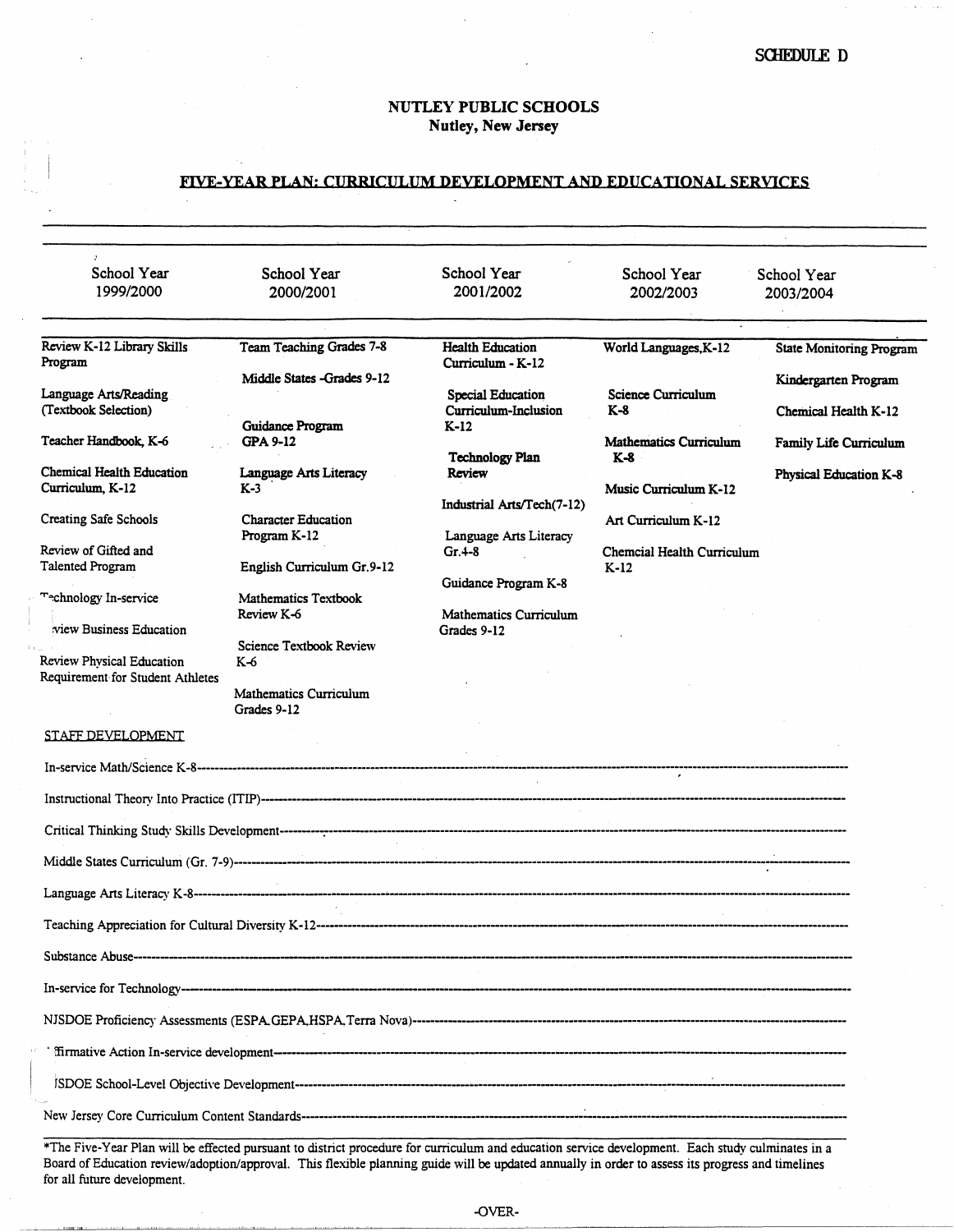SCHEDULE D

## NUTLEY PUBLIC SCHOOLS
**Nutley, New Jersey**

### FIVE-YEAR PLAN: CURRICULUM DEVELOPMENT AND EDUCATIONAL SERVICES

| School Year 1999/2000 | School Year 2000/2001 | School Year 2001/2002 | School Year 2002/2003 | School Year 2003/2004 |
|---|---|---|---|---|
| Review K-12 Library Skills Program | Team Teaching Grades 7-8 | Health Education Curriculum - K-12 | World Languages, K-12 | State Monitoring Program |
| Language Arts/Reading (Textbook Selection) | Middle States -Grades 9-12 | Special Education Curriculum-Inclusion K-12 | Science Curriculum K-8 | Kindergarten Program |
| Teacher Handbook, K-6 | Guidance Program GPA 9-12 | Technology Plan Review | Mathematics Curriculum K-8 | Chemical Health K-12 |
| Chemical Health Education Curriculum, K-12 | Language Arts Literacy K-3 | Industrial Arts/Tech(7-12) | Music Curriculum K-12 | Family Life Curriculum |
| Creating Safe Schools | Character Education Program K-12 | Language Arts Literacy Gr.4-8 | Art Curriculum K-12 | Physical Education K-8 |
| Review of Gifted and Talented Program | English Curriculum Gr.9-12 | Guidance Program K-8 | Chemcial Health Curriculum K-12 | |
| Technology In-service | Mathematics Textbook Review K-6 | Mathematics Curriculum Grades 9-12 | | |
| Review Business Education | Science Textbook Review K-6 | | | |
| Review Physical Education Requirement for Student Athletes | Mathematics Curriculum Grades 9-12 | | | |

STAFF DEVELOPMENT

In-service Math/Science K-8------------------------------------------------------------

Instructional Theory Into Practice (ITIP)------------------------------------------------------------

Critical Thinking Study Skills Development------------------------------------------------------------

Middle States Curriculum (Gr. 7-9)------------------------------------------------------------

Language Arts Literacy K-8------------------------------------------------------------

Teaching Appreciation for Cultural Diversity K-12------------------------------------------------------------

Substance Abuse------------------------------------------------------------

In-service for Technology------------------------------------------------------------

NJSDOE Proficiency Assessments (ESPA,GEPA,HSPA,Terra Nova)------------------------------------------------------------

Affirmative Action In-service development------------------------------------------------------------

NJSDOE School-Level Objective Development------------------------------------------------------------

New Jersey Core Curriculum Content Standards------------------------------------------------------------

*The Five-Year Plan will be effected pursuant to district procedure for curriculum and education service development. Each study culminates in a Board of Education review/adoption/approval. This flexible planning guide will be updated annually in order to assess its progress and timelines for all future development.

-OVER-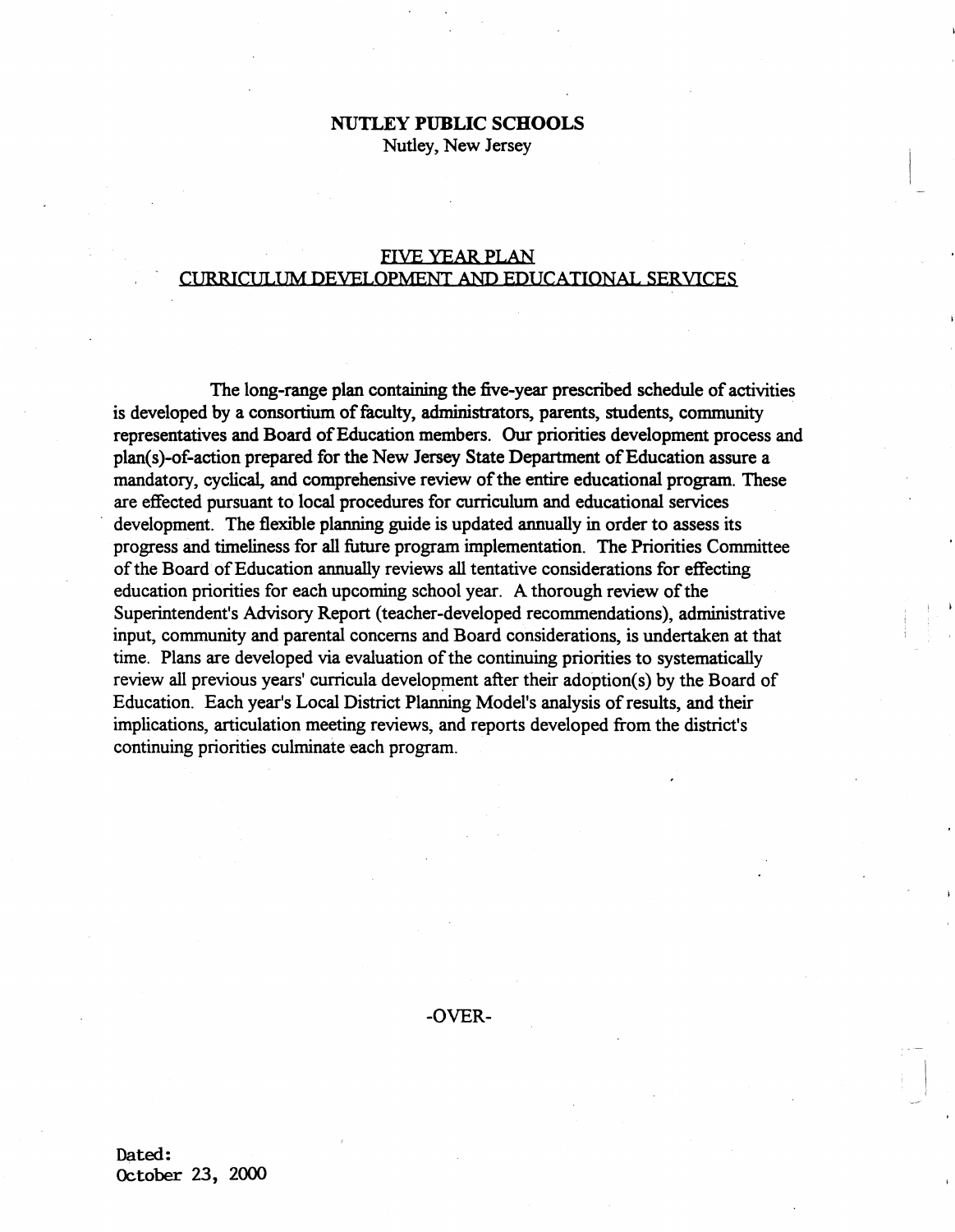**NUTLEY PUBLIC SCHOOLS**
Nutley, New Jersey

## FIVE YEAR PLAN
## CURRICULUM DEVELOPMENT AND EDUCATIONAL SERVICES

The long-range plan containing the five-year prescribed schedule of activities is developed by a consortium of faculty, administrators, parents, students, community representatives and Board of Education members. Our priorities development process and plan(s)-of-action prepared for the New Jersey State Department of Education assure a mandatory, cyclical, and comprehensive review of the entire educational program. These are effected pursuant to local procedures for curriculum and educational services development. The flexible planning guide is updated annually in order to assess its progress and timeliness for all future program implementation. The Priorities Committee of the Board of Education annually reviews all tentative considerations for effecting education priorities for each upcoming school year. A thorough review of the Superintendent's Advisory Report (teacher-developed recommendations), administrative input, community and parental concerns and Board considerations, is undertaken at that time. Plans are developed via evaluation of the continuing priorities to systematically review all previous years' curricula development after their adoption(s) by the Board of Education. Each year's Local District Planning Model's analysis of results, and their implications, articulation meeting reviews, and reports developed from the district's continuing priorities culminate each program.

-OVER-

Dated:
October 23, 2000